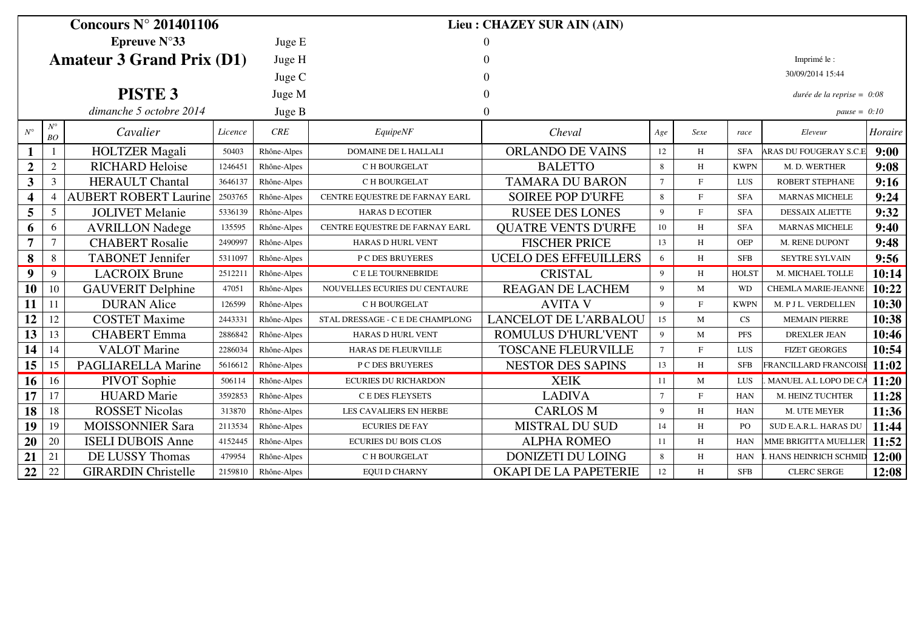**Concours N° 201401106** — **Lieu : CHAZEY SUR AIN (AIN)**

**Epreuve N°33**

**Amateur 3 Grand Prix (D1)**

**PISTE 3**

*dimanche 5 octobre 2014*

| Juge E | 0 |
|---|---|
| Juge H | 0 |
| Juge C | 0 |
| Juge M | 0 |
| Juge B | 0 |

Imprimé le : 30/09/2014 15:44

*durée de la reprise = 0:08*

*pause = 0:10*

| N° | N° BO | Cavalier | Licence | CRE | EquipeNF | Cheval | Age | Sexe | race | Eleveur | Horaire |
|---|---|---|---|---|---|---|---|---|---|---|---|
| **1** | 1 | HOLTZER Magali | 50403 | Rhône-Alpes | DOMAINE DE L HALLALI | ORLANDO DE VAINS | 12 | H | SFA | ARAS DU FOUGERAY S.C.E | **9:00** |
| **2** | 2 | RICHARD Heloise | 1246451 | Rhône-Alpes | C H BOURGELAT | BALETTO | 8 | H | KWPN | M. D. WERTHER | **9:08** |
| **3** | 3 | HERAULT Chantal | 3646137 | Rhône-Alpes | C H BOURGELAT | TAMARA DU BARON | 7 | F | LUS | ROBERT STEPHANE | **9:16** |
| **4** | 4 | AUBERT ROBERT Laurine | 2503765 | Rhône-Alpes | CENTRE EQUESTRE DE FARNAY EARL | SOIREE POP D'URFE | 8 | F | SFA | MARNAS MICHELE | **9:24** |
| **5** | 5 | JOLIVET Melanie | 5336139 | Rhône-Alpes | HARAS D ECOTIER | RUSEE DES LONES | 9 | F | SFA | DESSAIX ALIETTE | **9:32** |
| **6** | 6 | AVRILLON Nadege | 135595 | Rhône-Alpes | CENTRE EQUESTRE DE FARNAY EARL | QUATRE VENTS D'URFE | 10 | H | SFA | MARNAS MICHELE | **9:40** |
| **7** | 7 | CHABERT Rosalie | 2490997 | Rhône-Alpes | HARAS D HURL VENT | FISCHER PRICE | 13 | H | OEP | M. RENE DUPONT | **9:48** |
| **8** | 8 | TABONET Jennifer | 5311097 | Rhône-Alpes | P C DES BRUYERES | UCELO DES EFFEUILLERS | 6 | H | SFB | SEYTRE SYLVAIN | **9:56** |
| **9** | 9 | LACROIX Brune | 2512211 | Rhône-Alpes | C E LE TOURNEBRIDE | CRISTAL | 9 | H | HOLST | M. MICHAEL TOLLE | **10:14** |
| **10** | 10 | GAUVERIT Delphine | 47051 | Rhône-Alpes | NOUVELLES ECURIES DU CENTAURE | REAGAN DE LACHEM | 9 | M | WD | CHEMLA MARIE-JEANNE | **10:22** |
| **11** | 11 | DURAN Alice | 126599 | Rhône-Alpes | C H BOURGELAT | AVITA V | 9 | F | KWPN | M. P J L. VERDELLEN | **10:30** |
| **12** | 12 | COSTET Maxime | 2443331 | Rhône-Alpes | STAL DRESSAGE - C E DE CHAMPLONG | LANCELOT DE L'ARBALOU | 15 | M | CS | MEMAIN PIERRE | **10:38** |
| **13** | 13 | CHABERT Emma | 2886842 | Rhône-Alpes | HARAS D HURL VENT | ROMULUS D'HURL'VENT | 9 | M | PFS | DREXLER JEAN | **10:46** |
| **14** | 14 | VALOT Marine | 2286034 | Rhône-Alpes | HARAS DE FLEURVILLE | TOSCANE FLEURVILLE | 7 | F | LUS | FIZET GEORGES | **10:54** |
| **15** | 15 | PAGLIARELLA Marine | 5616612 | Rhône-Alpes | P C DES BRUYERES | NESTOR DES SAPINS | 13 | H | SFB | FRANCILLARD FRANCOISE | **11:02** |
| **16** | 16 | PIVOT Sophie | 506114 | Rhône-Alpes | ECURIES DU RICHARDON | XEIK | 11 | M | LUS | . MANUEL A.L LOPO DE CA | **11:20** |
| **17** | 17 | HUARD Marie | 3592853 | Rhône-Alpes | C E DES FLEYSETS | LADIVA | 7 | F | HAN | M. HEINZ TUCHTER | **11:28** |
| **18** | 18 | ROSSET Nicolas | 313870 | Rhône-Alpes | LES CAVALIERS EN HERBE | CARLOS M | 9 | H | HAN | M. UTE MEYER | **11:36** |
| **19** | 19 | MOISSONNIER Sara | 2113534 | Rhône-Alpes | ECURIES DE FAY | MISTRAL DU SUD | 14 | H | PO | SUD E.A.R.L. HARAS DU | **11:44** |
| **20** | 20 | ISELI DUBOIS Anne | 4152445 | Rhône-Alpes | ECURIES DU BOIS CLOS | ALPHA ROMEO | 11 | H | HAN | MME BRIGITTA MUELLER | **11:52** |
| **21** | 21 | DE LUSSY Thomas | 479954 | Rhône-Alpes | C H BOURGELAT | DONIZETI DU LOING | 8 | H | HAN | I. HANS HEINRICH SCHMID | **12:00** |
| **22** | 22 | GIRARDIN Christelle | 2159810 | Rhône-Alpes | EQUI D CHARNY | OKAPI DE LA PAPETERIE | 12 | H | SFB | CLERC SERGE | **12:08** |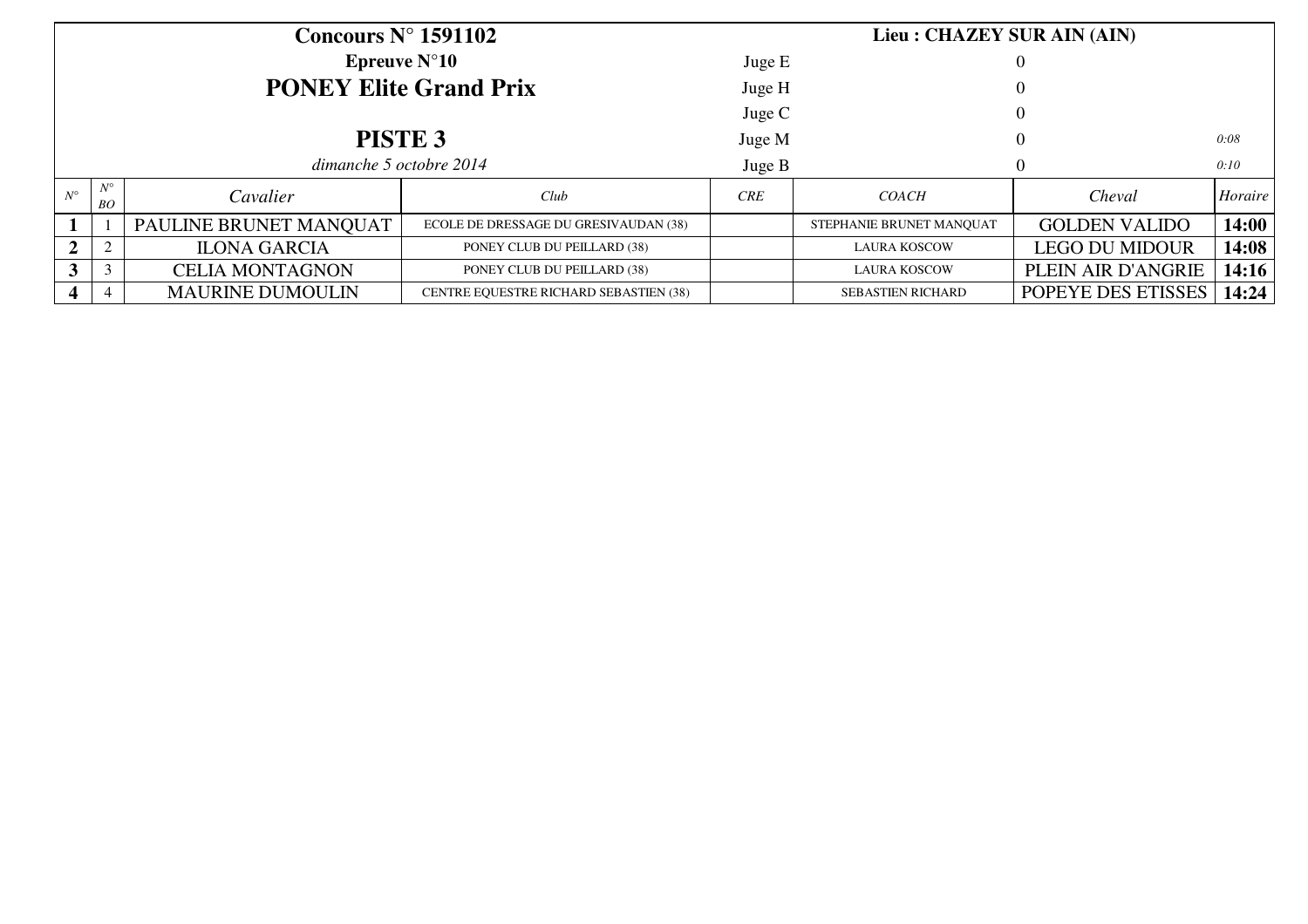**Concours N° 1591102**

**Lieu : CHAZEY SUR AIN (AIN)**

**Epreuve N°10**

## PONEY Elite Grand Prix

## PISTE 3

*dimanche 5 octobre 2014*

| | | |
|---|---|---|
| Juge E | 0 | |
| Juge H | 0 | |
| Juge C | 0 | |
| Juge M | 0 | *0:08* |
| Juge B | 0 | *0:10* |

| *N°* | *N° BO* | *Cavalier* | *Club* | *CRE* | *COACH* | *Cheval* | *Horaire* |
|---|---|---|---|---|---|---|---|
| **1** | 1 | PAULINE BRUNET MANQUAT | ECOLE DE DRESSAGE DU GRESIVAUDAN (38) | | STEPHANIE BRUNET MANQUAT | GOLDEN VALIDO | **14:00** |
| **2** | 2 | ILONA GARCIA | PONEY CLUB DU PEILLARD (38) | | LAURA KOSCOW | LEGO DU MIDOUR | **14:08** |
| **3** | 3 | CELIA MONTAGNON | PONEY CLUB DU PEILLARD (38) | | LAURA KOSCOW | PLEIN AIR D'ANGRIE | **14:16** |
| **4** | 4 | MAURINE DUMOULIN | CENTRE EQUESTRE RICHARD SEBASTIEN (38) | | SEBASTIEN RICHARD | POPEYE DES ETISSES | **14:24** |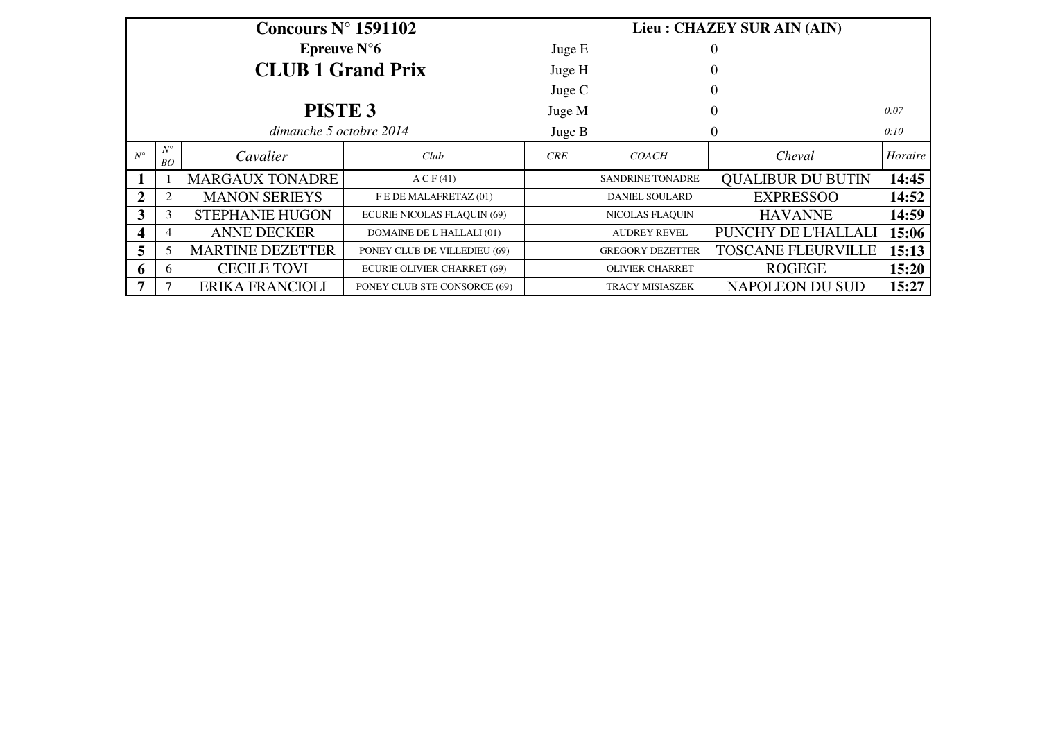**Concours N° 1591102**

**Epreuve N°6**

# CLUB 1 Grand Prix

## PISTE 3

*dimanche 5 octobre 2014*

**Lieu : CHAZEY SUR AIN (AIN)**

| | | |
|---|---|---|
| Juge E | 0 | |
| Juge H | 0 | |
| Juge C | 0 | |
| Juge M | 0 | *0:07* |
| Juge B | 0 | *0:10* |

| *N°* | *N° BO* | *Cavalier* | *Club* | *CRE* | *COACH* | *Cheval* | *Horaire* |
|---|---|---|---|---|---|---|---|
| **1** | 1 | MARGAUX TONADRE | A C F (41) | | SANDRINE TONADRE | QUALIBUR DU BUTIN | **14:45** |
| **2** | 2 | MANON SERIEYS | F E DE MALAFRETAZ (01) | | DANIEL SOULARD | EXPRESSOO | **14:52** |
| **3** | 3 | STEPHANIE HUGON | ECURIE NICOLAS FLAQUIN (69) | | NICOLAS FLAQUIN | HAVANNE | **14:59** |
| **4** | 4 | ANNE DECKER | DOMAINE DE L HALLALI (01) | | AUDREY REVEL | PUNCHY DE L'HALLALI | **15:06** |
| **5** | 5 | MARTINE DEZETTER | PONEY CLUB DE VILLEDIEU (69) | | GREGORY DEZETTER | TOSCANE FLEURVILLE | **15:13** |
| **6** | 6 | CECILE TOVI | ECURIE OLIVIER CHARRET (69) | | OLIVIER CHARRET | ROGEGE | **15:20** |
| **7** | 7 | ERIKA FRANCIOLI | PONEY CLUB STE CONSORCE (69) | | TRACY MISIASZEK | NAPOLEON DU SUD | **15:27** |